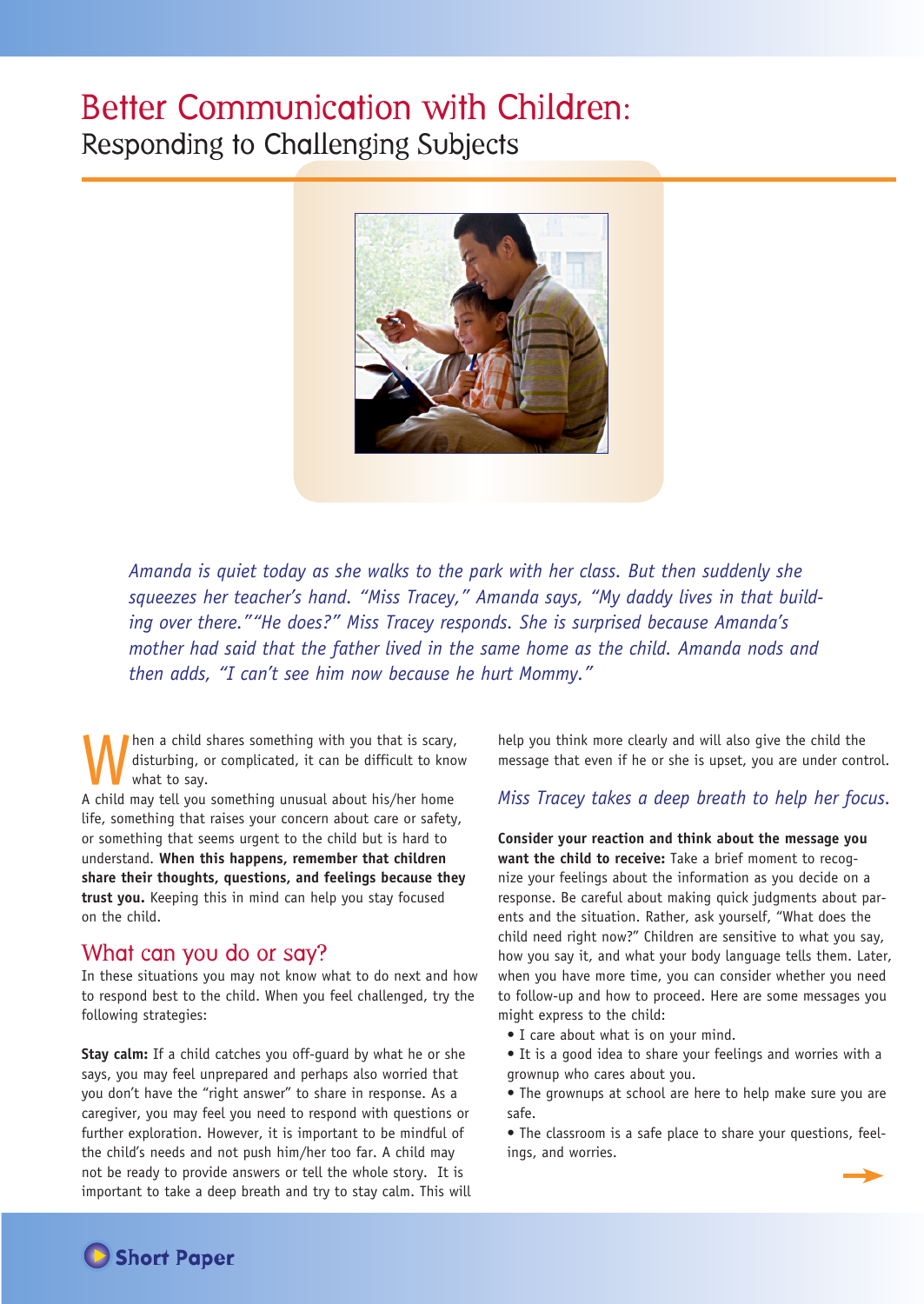# Better Communication with Children:
## Responding to Challenging Subjects

*Amanda is quiet today as she walks to the park with her class. But then suddenly she squeezes her teacher's hand. "Miss Tracey," Amanda says, "My daddy lives in that building over there." "He does?" Miss Tracey responds. She is surprised because Amanda's mother had said that the father lived in the same home as the child. Amanda nods and then adds, "I can't see him now because he hurt Mommy."*

When a child shares something with you that is scary, disturbing, or complicated, it can be difficult to know what to say.

A child may tell you something unusual about his/her home life, something that raises your concern about care or safety, or something that seems urgent to the child but is hard to understand. **When this happens, remember that children share their thoughts, questions, and feelings because they trust you.** Keeping this in mind can help you stay focused on the child.

## What can you do or say?

In these situations you may not know what to do next and how to respond best to the child. When you feel challenged, try the following strategies:

**Stay calm:** If a child catches you off-guard by what he or she says, you may feel unprepared and perhaps also worried that you don't have the "right answer" to share in response. As a caregiver, you may feel you need to respond with questions or further exploration. However, it is important to be mindful of the child's needs and not push him/her too far. A child may not be ready to provide answers or tell the whole story. It is important to take a deep breath and try to stay calm. This will help you think more clearly and will also give the child the message that even if he or she is upset, you are under control.

*Miss Tracey takes a deep breath to help her focus.*

**Consider your reaction and think about the message you want the child to receive:** Take a brief moment to recognize your feelings about the information as you decide on a response. Be careful about making quick judgments about parents and the situation. Rather, ask yourself, "What does the child need right now?" Children are sensitive to what you say, how you say it, and what your body language tells them. Later, when you have more time, you can consider whether you need to follow-up and how to proceed. Here are some messages you might express to the child:

- I care about what is on your mind.
- It is a good idea to share your feelings and worries with a grownup who cares about you.
- The grownups at school are here to help make sure you are safe.
- The classroom is a safe place to share your questions, feelings, and worries.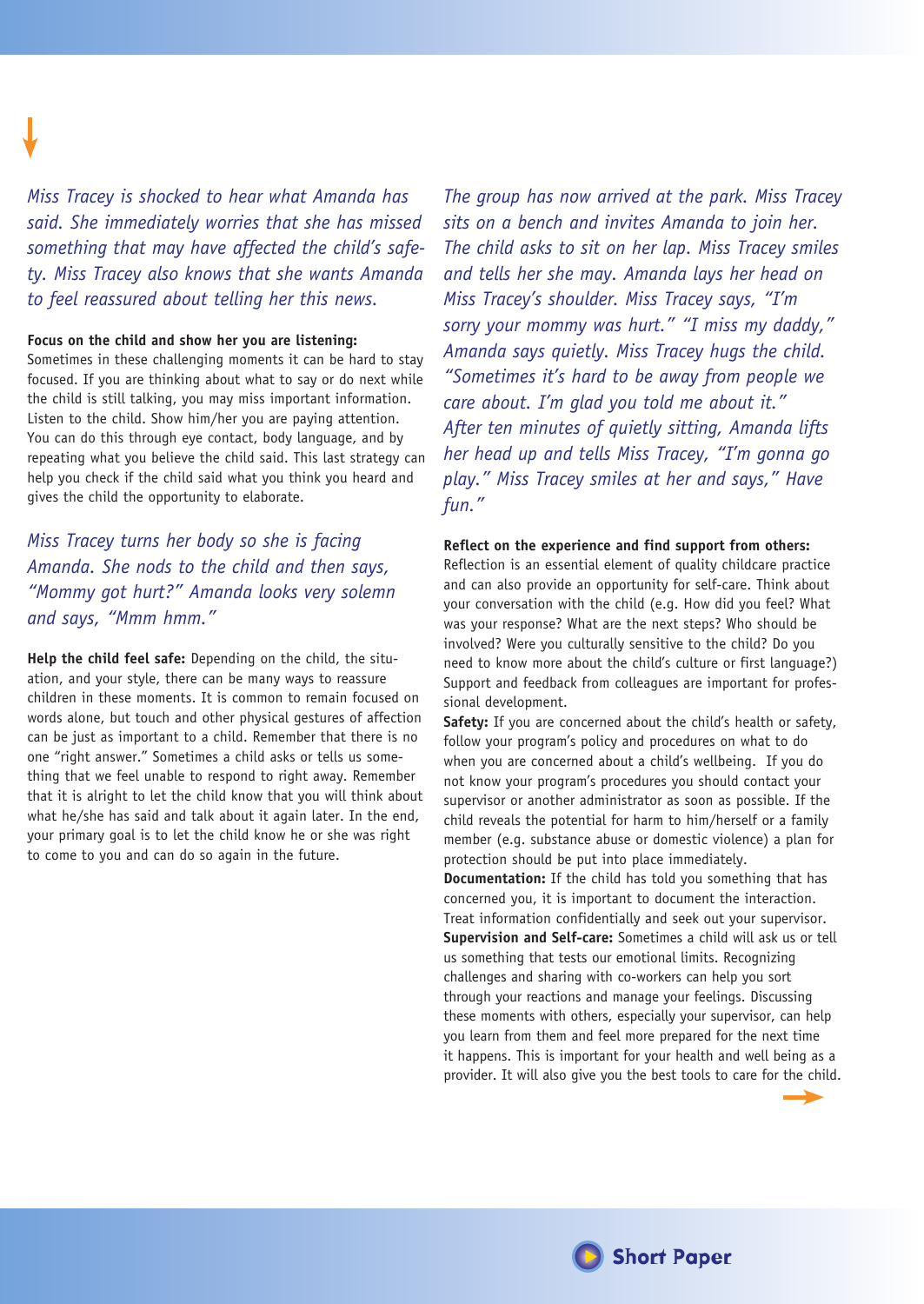*Miss Tracey is shocked to hear what Amanda has said. She immediately worries that she has missed something that may have affected the child's safety. Miss Tracey also knows that she wants Amanda to feel reassured about telling her this news.*

**Focus on the child and show her you are listening:** Sometimes in these challenging moments it can be hard to stay focused. If you are thinking about what to say or do next while the child is still talking, you may miss important information. Listen to the child. Show him/her you are paying attention. You can do this through eye contact, body language, and by repeating what you believe the child said. This last strategy can help you check if the child said what you think you heard and gives the child the opportunity to elaborate.

*Miss Tracey turns her body so she is facing Amanda. She nods to the child and then says, "Mommy got hurt?" Amanda looks very solemn and says, "Mmm hmm."*

**Help the child feel safe:** Depending on the child, the situation, and your style, there can be many ways to reassure children in these moments. It is common to remain focused on words alone, but touch and other physical gestures of affection can be just as important to a child. Remember that there is no one "right answer." Sometimes a child asks or tells us something that we feel unable to respond to right away. Remember that it is alright to let the child know that you will think about what he/she has said and talk about it again later. In the end, your primary goal is to let the child know he or she was right to come to you and can do so again in the future.

*The group has now arrived at the park. Miss Tracey sits on a bench and invites Amanda to join her. The child asks to sit on her lap. Miss Tracey smiles and tells her she may. Amanda lays her head on Miss Tracey's shoulder. Miss Tracey says, "I'm sorry your mommy was hurt." "I miss my daddy," Amanda says quietly. Miss Tracey hugs the child. "Sometimes it's hard to be away from people we care about. I'm glad you told me about it." After ten minutes of quietly sitting, Amanda lifts her head up and tells Miss Tracey, "I'm gonna go play." Miss Tracey smiles at her and says," Have fun."*

**Reflect on the experience and find support from others:** Reflection is an essential element of quality childcare practice and can also provide an opportunity for self-care. Think about your conversation with the child (e.g. How did you feel? What was your response? What are the next steps? Who should be involved? Were you culturally sensitive to the child? Do you need to know more about the child's culture or first language?) Support and feedback from colleagues are important for professional development.

**Safety:** If you are concerned about the child's health or safety, follow your program's policy and procedures on what to do when you are concerned about a child's wellbeing. If you do not know your program's procedures you should contact your supervisor or another administrator as soon as possible. If the child reveals the potential for harm to him/herself or a family member (e.g. substance abuse or domestic violence) a plan for protection should be put into place immediately.

**Documentation:** If the child has told you something that has concerned you, it is important to document the interaction. Treat information confidentially and seek out your supervisor.

**Supervision and Self-care:** Sometimes a child will ask us or tell us something that tests our emotional limits. Recognizing challenges and sharing with co-workers can help you sort through your reactions and manage your feelings. Discussing these moments with others, especially your supervisor, can help you learn from them and feel more prepared for the next time it happens. This is important for your health and well being as a provider. It will also give you the best tools to care for the child.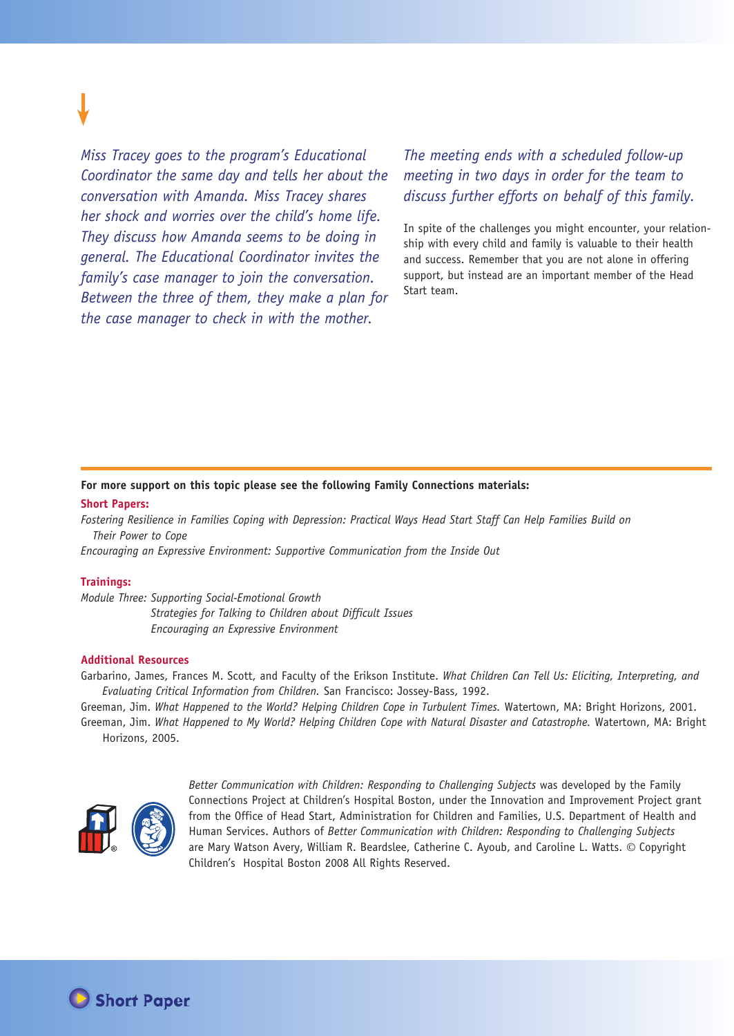*Miss Tracey goes to the program's Educational Coordinator the same day and tells her about the conversation with Amanda. Miss Tracey shares her shock and worries over the child's home life. They discuss how Amanda seems to be doing in general. The Educational Coordinator invites the family's case manager to join the conversation. Between the three of them, they make a plan for the case manager to check in with the mother.*

*The meeting ends with a scheduled follow-up meeting in two days in order for the team to discuss further efforts on behalf of this family.*

In spite of the challenges you might encounter, your relationship with every child and family is valuable to their health and success. Remember that you are not alone in offering support, but instead are an important member of the Head Start team.

---

**For more support on this topic please see the following Family Connections materials:**

**Short Papers:**

*Fostering Resilience in Families Coping with Depression: Practical Ways Head Start Staff Can Help Families Build on Their Power to Cope*

*Encouraging an Expressive Environment: Supportive Communication from the Inside Out*

**Trainings:**

*Module Three: Supporting Social-Emotional Growth*
*Strategies for Talking to Children about Difficult Issues*
*Encouraging an Expressive Environment*

**Additional Resources**

Garbarino, James, Frances M. Scott, and Faculty of the Erikson Institute. *What Children Can Tell Us: Eliciting, Interpreting, and Evaluating Critical Information from Children.* San Francisco: Jossey-Bass, 1992.

Greeman, Jim. *What Happened to the World? Helping Children Cope in Turbulent Times.* Watertown, MA: Bright Horizons, 2001.

Greeman, Jim. *What Happened to My World? Helping Children Cope with Natural Disaster and Catastrophe.* Watertown, MA: Bright Horizons, 2005.

*Better Communication with Children: Responding to Challenging Subjects* was developed by the Family Connections Project at Children's Hospital Boston, under the Innovation and Improvement Project grant from the Office of Head Start, Administration for Children and Families, U.S. Department of Health and Human Services. Authors of *Better Communication with Children: Responding to Challenging Subjects* are Mary Watson Avery, William R. Beardslee, Catherine C. Ayoub, and Caroline L. Watts. © Copyright Children's Hospital Boston 2008 All Rights Reserved.